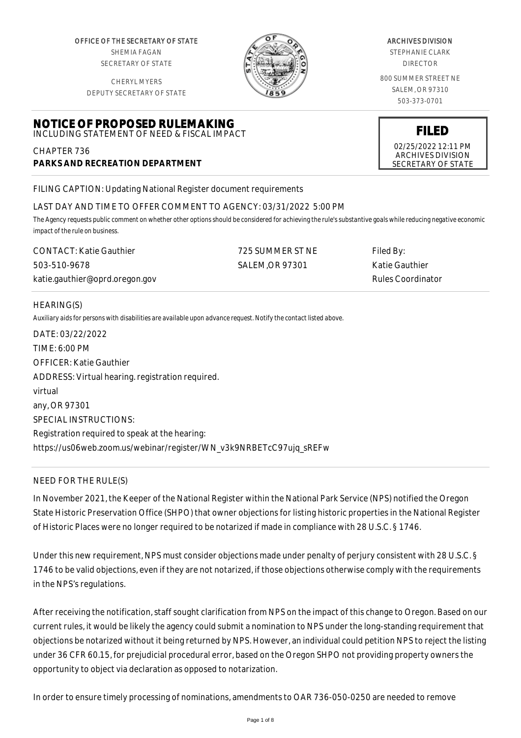OFFICE OF THE SECRETARY OF STATE
SHEMIA FAGAN
SECRETARY OF STATE

CHERYL MYERS
DEPUTY SECRETARY OF STATE

ARCHIVES DIVISION
STEPHANIE CLARK
DIRECTOR

800 SUMMER STREET NE
SALEM, OR 97310
503-373-0701

# NOTICE OF PROPOSED RULEMAKING

INCLUDING STATEMENT OF NEED & FISCAL IMPACT

CHAPTER 736
**PARKS AND RECREATION DEPARTMENT**

**FILED**
02/25/2022 12:11 PM
ARCHIVES DIVISION
SECRETARY OF STATE

FILING CAPTION: Updating National Register document requirements

LAST DAY AND TIME TO OFFER COMMENT TO AGENCY: 03/31/2022 5:00 PM

The Agency requests public comment on whether other options should be considered for achieving the rule's substantive goals while reducing negative economic impact of the rule on business.

CONTACT: Katie Gauthier
503-510-9678
katie.gauthier@oprd.oregon.gov

725 SUMMER ST NE
SALEM,OR 97301

Filed By:
Katie Gauthier
Rules Coordinator

HEARING(S)

Auxiliary aids for persons with disabilities are available upon advance request. Notify the contact listed above.

DATE: 03/22/2022
TIME: 6:00 PM
OFFICER: Katie Gauthier
ADDRESS: Virtual hearing. registration required.
virtual
any, OR 97301
SPECIAL INSTRUCTIONS:
Registration required to speak at the hearing:
https://us06web.zoom.us/webinar/register/WN_v3k9NRBETcC97ujq_sREFw

NEED FOR THE RULE(S)

In November 2021, the Keeper of the National Register within the National Park Service (NPS) notified the Oregon State Historic Preservation Office (SHPO) that owner objections for listing historic properties in the National Register of Historic Places were no longer required to be notarized if made in compliance with 28 U.S.C. § 1746.

Under this new requirement, NPS must consider objections made under penalty of perjury consistent with 28 U.S.C. § 1746 to be valid objections, even if they are not notarized, if those objections otherwise comply with the requirements in the NPS's regulations.

After receiving the notification, staff sought clarification from NPS on the impact of this change to Oregon. Based on our current rules, it would be likely the agency could submit a nomination to NPS under the long-standing requirement that objections be notarized without it being returned by NPS. However, an individual could petition NPS to reject the listing under 36 CFR 60.15, for prejudicial procedural error, based on the Oregon SHPO not providing property owners the opportunity to object via declaration as opposed to notarization.

In order to ensure timely processing of nominations, amendments to OAR 736-050-0250 are needed to remove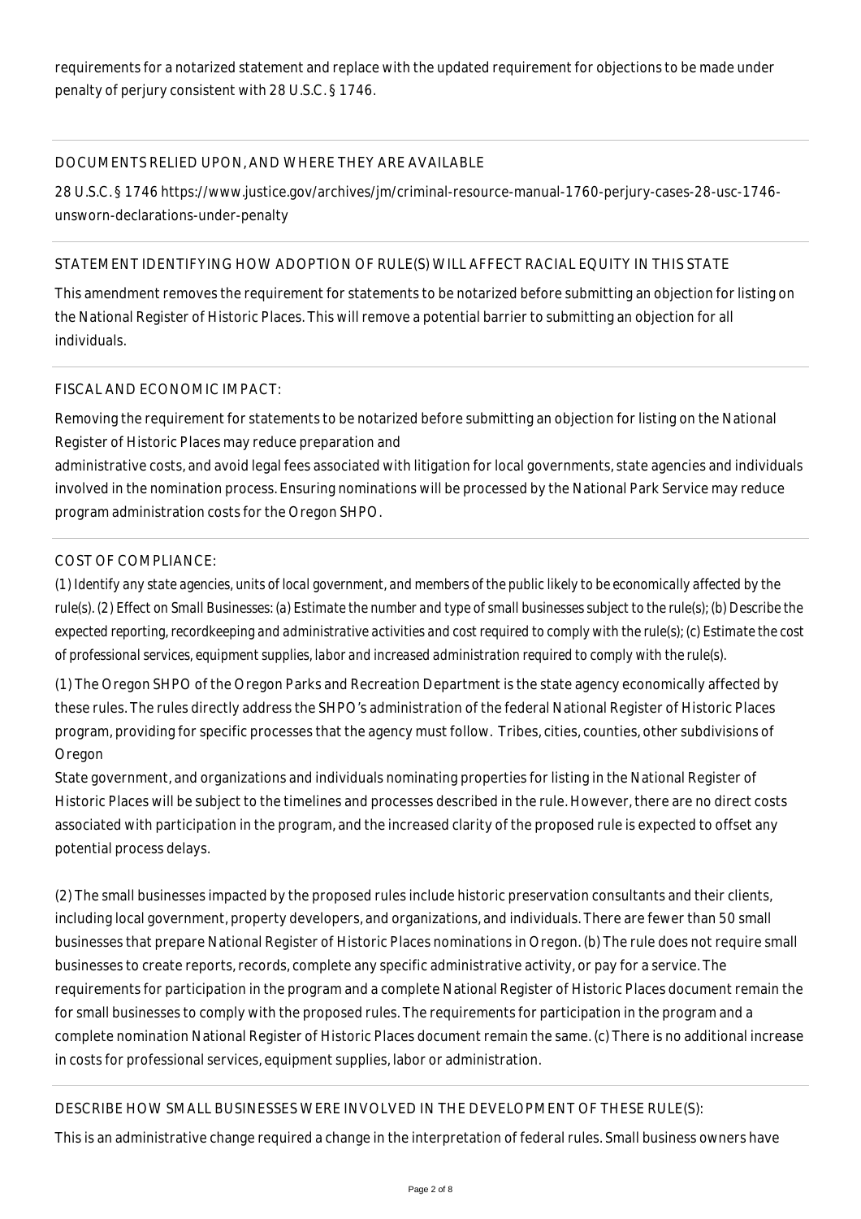requirements for a notarized statement and replace with the updated requirement for objections to be made under penalty of perjury consistent with 28 U.S.C. § 1746.

## DOCUMENTS RELIED UPON, AND WHERE THEY ARE AVAILABLE

28 U.S.C. § 1746 https://www.justice.gov/archives/jm/criminal-resource-manual-1760-perjury-cases-28-usc-1746-unsworn-declarations-under-penalty

## STATEMENT IDENTIFYING HOW ADOPTION OF RULE(S) WILL AFFECT RACIAL EQUITY IN THIS STATE

This amendment removes the requirement for statements to be notarized before submitting an objection for listing on the National Register of Historic Places. This will remove a potential barrier to submitting an objection for all individuals.

## FISCAL AND ECONOMIC IMPACT:

Removing the requirement for statements to be notarized before submitting an objection for listing on the National Register of Historic Places may reduce preparation and
administrative costs, and avoid legal fees associated with litigation for local governments, state agencies and individuals involved in the nomination process. Ensuring nominations will be processed by the National Park Service may reduce program administration costs for the Oregon SHPO.

## COST OF COMPLIANCE:

*(1) Identify any state agencies, units of local government, and members of the public likely to be economically affected by the rule(s). (2) Effect on Small Businesses: (a) Estimate the number and type of small businesses subject to the rule(s); (b) Describe the expected reporting, recordkeeping and administrative activities and cost required to comply with the rule(s); (c) Estimate the cost of professional services, equipment supplies, labor and increased administration required to comply with the rule(s).*

(1) The Oregon SHPO of the Oregon Parks and Recreation Department is the state agency economically affected by these rules. The rules directly address the SHPO's administration of the federal National Register of Historic Places program, providing for specific processes that the agency must follow. Tribes, cities, counties, other subdivisions of Oregon
State government, and organizations and individuals nominating properties for listing in the National Register of Historic Places will be subject to the timelines and processes described in the rule. However, there are no direct costs associated with participation in the program, and the increased clarity of the proposed rule is expected to offset any potential process delays.

(2) The small businesses impacted by the proposed rules include historic preservation consultants and their clients, including local government, property developers, and organizations, and individuals. There are fewer than 50 small businesses that prepare National Register of Historic Places nominations in Oregon. (b) The rule does not require small businesses to create reports, records, complete any specific administrative activity, or pay for a service. The requirements for participation in the program and a complete National Register of Historic Places document remain the for small businesses to comply with the proposed rules. The requirements for participation in the program and a complete nomination National Register of Historic Places document remain the same. (c) There is no additional increase in costs for professional services, equipment supplies, labor or administration.

## DESCRIBE HOW SMALL BUSINESSES WERE INVOLVED IN THE DEVELOPMENT OF THESE RULE(S):

This is an administrative change required a change in the interpretation of federal rules. Small business owners have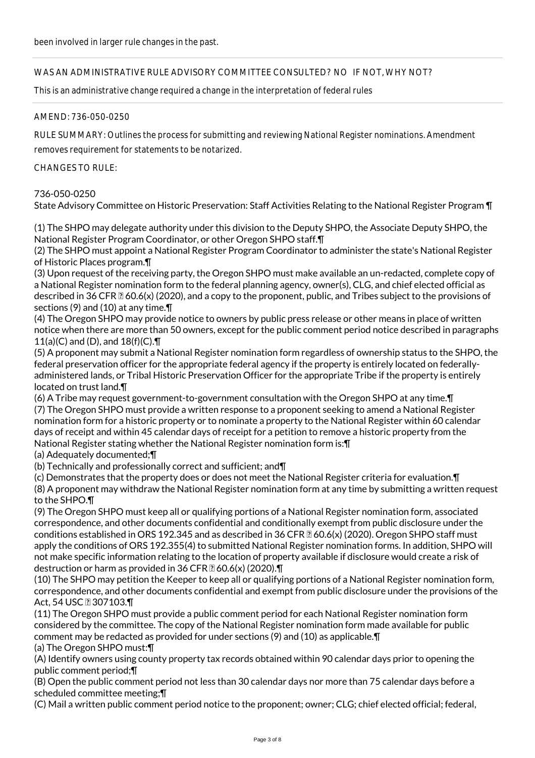been involved in larger rule changes in the past.

WAS AN ADMINISTRATIVE RULE ADVISORY COMMITTEE CONSULTED? NO IF NOT, WHY NOT?

This is an administrative change required a change in the interpretation of federal rules

AMEND: 736-050-0250

RULE SUMMARY: Outlines the process for submitting and reviewing National Register nominations. Amendment removes requirement for statements to be notarized.

CHANGES TO RULE:

736-050-0250
State Advisory Committee on Historic Preservation: Staff Activities Relating to the National Register Program ¶

(1) The SHPO may delegate authority under this division to the Deputy SHPO, the Associate Deputy SHPO, the National Register Program Coordinator, or other Oregon SHPO staff.¶
(2) The SHPO must appoint a National Register Program Coordinator to administer the state's National Register of Historic Places program.¶
(3) Upon request of the receiving party, the Oregon SHPO must make available an un-redacted, complete copy of a National Register nomination form to the federal planning agency, owner(s), CLG, and chief elected official as described in 36 CFR § 60.6(x) (2020), and a copy to the proponent, public, and Tribes subject to the provisions of sections (9) and (10) at any time.¶
(4) The Oregon SHPO may provide notice to owners by public press release or other means in place of written notice when there are more than 50 owners, except for the public comment period notice described in paragraphs 11(a)(C) and (D), and 18(f)(C).¶
(5) A proponent may submit a National Register nomination form regardless of ownership status to the SHPO, the federal preservation officer for the appropriate federal agency if the property is entirely located on federally-administered lands, or Tribal Historic Preservation Officer for the appropriate Tribe if the property is entirely located on trust land.¶
(6) A Tribe may request government-to-government consultation with the Oregon SHPO at any time.¶
(7) The Oregon SHPO must provide a written response to a proponent seeking to amend a National Register nomination form for a historic property or to nominate a property to the National Register within 60 calendar days of receipt and within 45 calendar days of receipt for a petition to remove a historic property from the National Register stating whether the National Register nomination form is:¶
(a) Adequately documented;¶
(b) Technically and professionally correct and sufficient; and¶
(c) Demonstrates that the property does or does not meet the National Register criteria for evaluation.¶
(8) A proponent may withdraw the National Register nomination form at any time by submitting a written request to the SHPO.¶
(9) The Oregon SHPO must keep all or qualifying portions of a National Register nomination form, associated correspondence, and other documents confidential and conditionally exempt from public disclosure under the conditions established in ORS 192.345 and as described in 36 CFR § 60.6(x) (2020). Oregon SHPO staff must apply the conditions of ORS 192.355(4) to submitted National Register nomination forms. In addition, SHPO will not make specific information relating to the location of property available if disclosure would create a risk of destruction or harm as provided in 36 CFR § 60.6(x) (2020).¶
(10) The SHPO may petition the Keeper to keep all or qualifying portions of a National Register nomination form, correspondence, and other documents confidential and exempt from public disclosure under the provisions of the Act, 54 USC § 307103.¶
(11) The Oregon SHPO must provide a public comment period for each National Register nomination form considered by the committee. The copy of the National Register nomination form made available for public comment may be redacted as provided for under sections (9) and (10) as applicable.¶
(a) The Oregon SHPO must:¶
(A) Identify owners using county property tax records obtained within 90 calendar days prior to opening the public comment period;¶
(B) Open the public comment period not less than 30 calendar days nor more than 75 calendar days before a scheduled committee meeting;¶
(C) Mail a written public comment period notice to the proponent; owner; CLG; chief elected official; federal,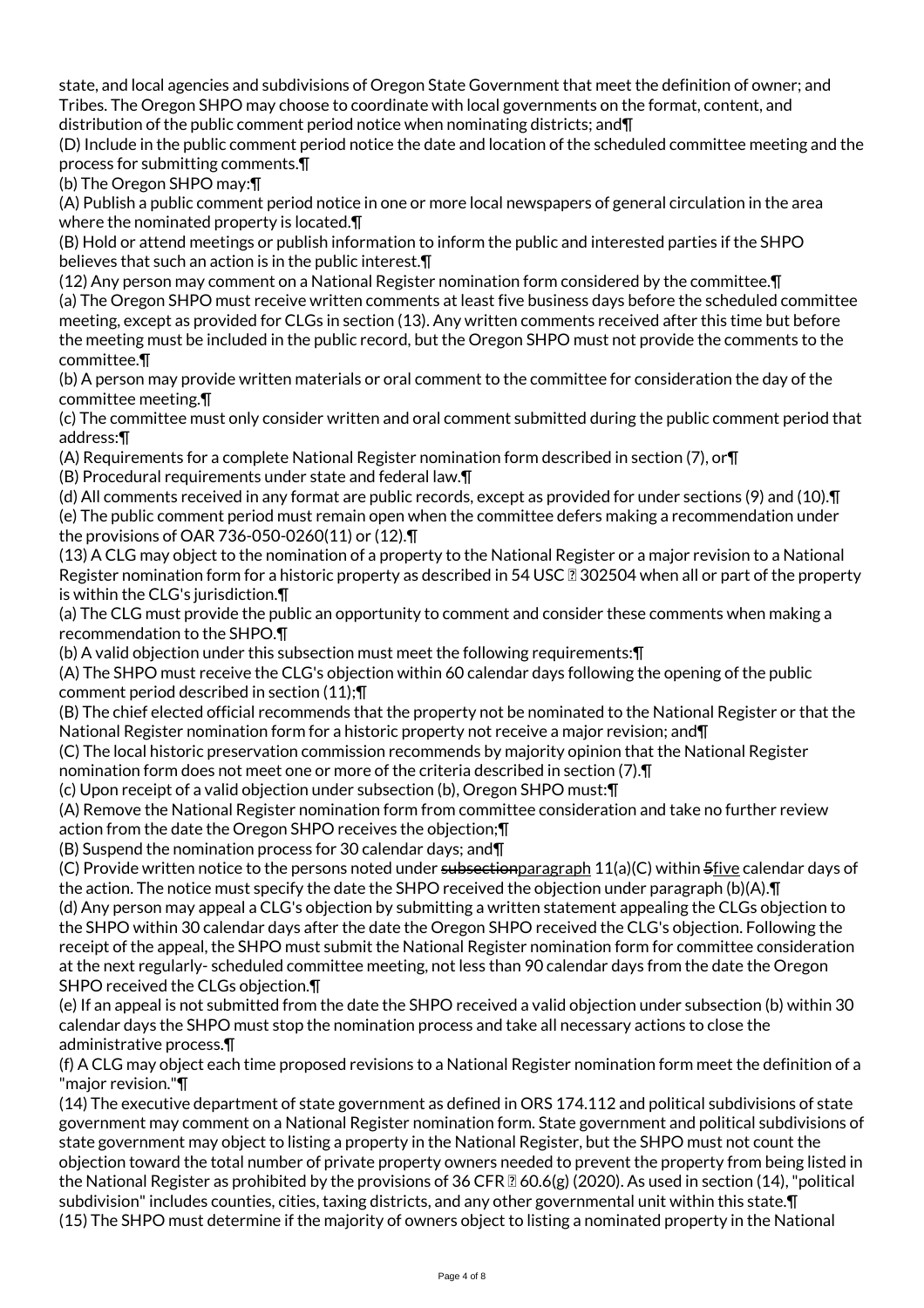state, and local agencies and subdivisions of Oregon State Government that meet the definition of owner; and Tribes. The Oregon SHPO may choose to coordinate with local governments on the format, content, and distribution of the public comment period notice when nominating districts; and¶

(D) Include in the public comment period notice the date and location of the scheduled committee meeting and the process for submitting comments.¶

(b) The Oregon SHPO may:¶

(A) Publish a public comment period notice in one or more local newspapers of general circulation in the area where the nominated property is located.¶

(B) Hold or attend meetings or publish information to inform the public and interested parties if the SHPO believes that such an action is in the public interest.¶

(12) Any person may comment on a National Register nomination form considered by the committee.¶

(a) The Oregon SHPO must receive written comments at least five business days before the scheduled committee meeting, except as provided for CLGs in section (13). Any written comments received after this time but before the meeting must be included in the public record, but the Oregon SHPO must not provide the comments to the committee.¶

(b) A person may provide written materials or oral comment to the committee for consideration the day of the committee meeting.¶

(c) The committee must only consider written and oral comment submitted during the public comment period that address:¶

(A) Requirements for a complete National Register nomination form described in section (7), or¶

(B) Procedural requirements under state and federal law.¶

(d) All comments received in any format are public records, except as provided for under sections (9) and (10).¶

(e) The public comment period must remain open when the committee defers making a recommendation under the provisions of OAR 736-050-0260(11) or (12).¶

(13) A CLG may object to the nomination of a property to the National Register or a major revision to a National Register nomination form for a historic property as described in 54 USC § 302504 when all or part of the property is within the CLG's jurisdiction.¶

(a) The CLG must provide the public an opportunity to comment and consider these comments when making a recommendation to the SHPO.¶

(b) A valid objection under this subsection must meet the following requirements:¶

(A) The SHPO must receive the CLG's objection within 60 calendar days following the opening of the public comment period described in section (11);¶

(B) The chief elected official recommends that the property not be nominated to the National Register or that the National Register nomination form for a historic property not receive a major revision; and¶

(C) The local historic preservation commission recommends by majority opinion that the National Register nomination form does not meet one or more of the criteria described in section (7).¶

(c) Upon receipt of a valid objection under subsection (b), Oregon SHPO must:¶

(A) Remove the National Register nomination form from committee consideration and take no further review action from the date the Oregon SHPO receives the objection;¶

(B) Suspend the nomination process for 30 calendar days; and¶

(C) Provide written notice to the persons noted under ~~subsection~~paragraph 11(a)(C) within ~~5~~five calendar days of the action. The notice must specify the date the SHPO received the objection under paragraph (b)(A).¶

(d) Any person may appeal a CLG's objection by submitting a written statement appealing the CLGs objection to the SHPO within 30 calendar days after the date the Oregon SHPO received the CLG's objection. Following the receipt of the appeal, the SHPO must submit the National Register nomination form for committee consideration at the next regularly- scheduled committee meeting, not less than 90 calendar days from the date the Oregon SHPO received the CLGs objection.¶

(e) If an appeal is not submitted from the date the SHPO received a valid objection under subsection (b) within 30 calendar days the SHPO must stop the nomination process and take all necessary actions to close the administrative process.¶

(f) A CLG may object each time proposed revisions to a National Register nomination form meet the definition of a "major revision."¶

(14) The executive department of state government as defined in ORS 174.112 and political subdivisions of state government may comment on a National Register nomination form. State government and political subdivisions of state government may object to listing a property in the National Register, but the SHPO must not count the objection toward the total number of private property owners needed to prevent the property from being listed in the National Register as prohibited by the provisions of 36 CFR § 60.6(g) (2020). As used in section (14), "political subdivision" includes counties, cities, taxing districts, and any other governmental unit within this state.¶

(15) The SHPO must determine if the majority of owners object to listing a nominated property in the National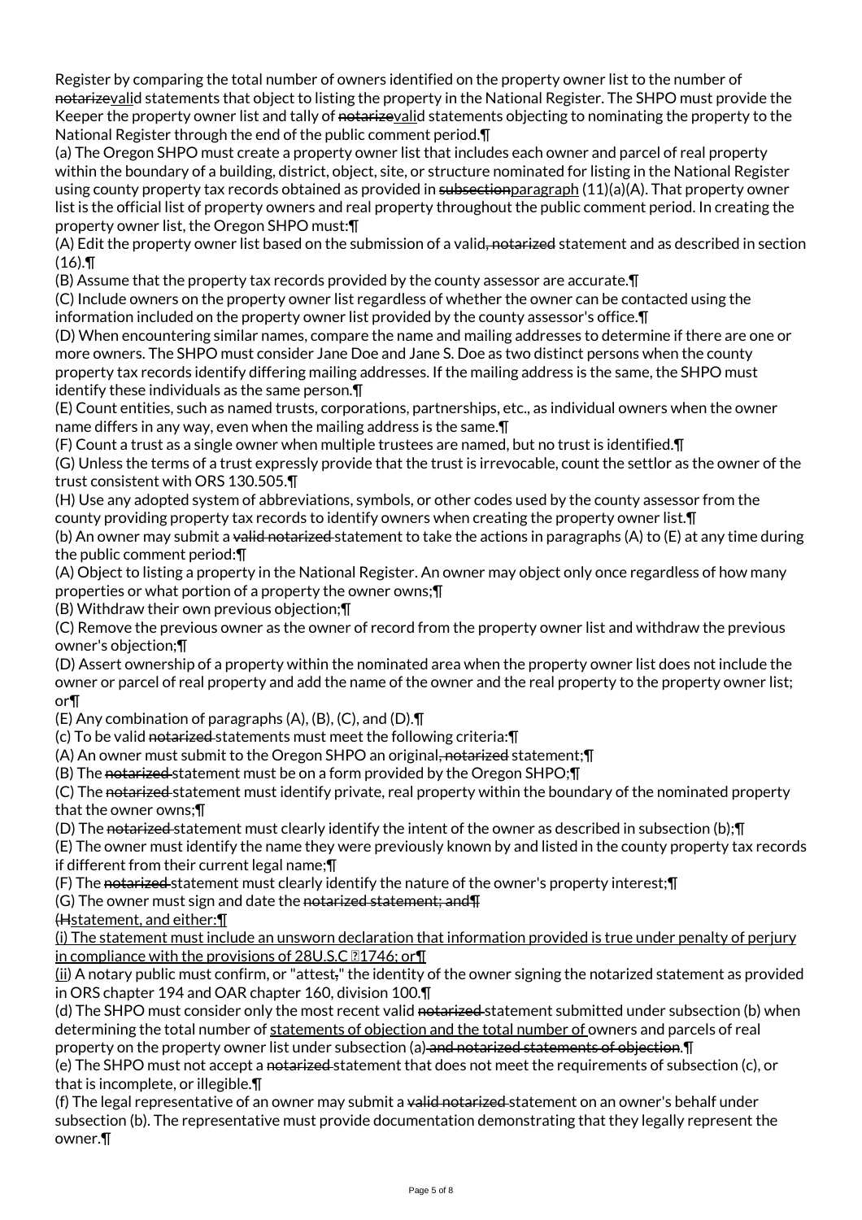Register by comparing the total number of owners identified on the property owner list to the number of ~~notarize~~valid statements that object to listing the property in the National Register. The SHPO must provide the Keeper the property owner list and tally of ~~notarize~~valid statements objecting to nominating the property to the National Register through the end of the public comment period.¶

(a) The Oregon SHPO must create a property owner list that includes each owner and parcel of real property within the boundary of a building, district, object, site, or structure nominated for listing in the National Register using county property tax records obtained as provided in ~~subsection~~paragraph (11)(a)(A). That property owner list is the official list of property owners and real property throughout the public comment period. In creating the property owner list, the Oregon SHPO must:¶

(A) Edit the property owner list based on the submission of a valid~~, notarized~~ statement and as described in section (16).¶

(B) Assume that the property tax records provided by the county assessor are accurate.¶

(C) Include owners on the property owner list regardless of whether the owner can be contacted using the information included on the property owner list provided by the county assessor's office.¶

(D) When encountering similar names, compare the name and mailing addresses to determine if there are one or more owners. The SHPO must consider Jane Doe and Jane S. Doe as two distinct persons when the county property tax records identify differing mailing addresses. If the mailing address is the same, the SHPO must identify these individuals as the same person.¶

(E) Count entities, such as named trusts, corporations, partnerships, etc., as individual owners when the owner name differs in any way, even when the mailing address is the same.¶

(F) Count a trust as a single owner when multiple trustees are named, but no trust is identified.¶

(G) Unless the terms of a trust expressly provide that the trust is irrevocable, count the settlor as the owner of the trust consistent with ORS 130.505.¶

(H) Use any adopted system of abbreviations, symbols, or other codes used by the county assessor from the county providing property tax records to identify owners when creating the property owner list.¶

(b) An owner may submit a ~~valid notarized~~ statement to take the actions in paragraphs (A) to (E) at any time during the public comment period:¶

(A) Object to listing a property in the National Register. An owner may object only once regardless of how many properties or what portion of a property the owner owns;¶

(B) Withdraw their own previous objection;¶

(C) Remove the previous owner as the owner of record from the property owner list and withdraw the previous owner's objection;¶

(D) Assert ownership of a property within the nominated area when the property owner list does not include the owner or parcel of real property and add the name of the owner and the real property to the property owner list; or¶

(E) Any combination of paragraphs (A), (B), (C), and (D).¶

(c) To be valid ~~notarized~~ statements must meet the following criteria:¶

(A) An owner must submit to the Oregon SHPO an original~~, notarized~~ statement;¶

(B) The ~~notarized~~ statement must be on a form provided by the Oregon SHPO;¶

(C) The ~~notarized~~ statement must identify private, real property within the boundary of the nominated property that the owner owns;¶

(D) The ~~notarized~~ statement must clearly identify the intent of the owner as described in subsection (b);¶

(E) The owner must identify the name they were previously known by and listed in the county property tax records if different from their current legal name;¶

(F) The ~~notarized~~ statement must clearly identify the nature of the owner's property interest;¶

(G) The owner must sign and date the ~~notarized statement; and¶~~

~~(H~~statement, and either:¶

(i) The statement must include an unsworn declaration that information provided is true under penalty of perjury in compliance with the provisions of 28U.S.C §1746; or¶

(ii) A notary public must confirm, or "attest~~,~~" the identity of the owner signing the notarized statement as provided in ORS chapter 194 and OAR chapter 160, division 100.¶

(d) The SHPO must consider only the most recent valid ~~notarized~~ statement submitted under subsection (b) when determining the total number of statements of objection and the total number of owners and parcels of real property on the property owner list under subsection (a)~~ and notarized statements of objection~~.¶

(e) The SHPO must not accept a ~~notarized~~ statement that does not meet the requirements of subsection (c), or that is incomplete, or illegible.¶

(f) The legal representative of an owner may submit a ~~valid notarized~~ statement on an owner's behalf under subsection (b). The representative must provide documentation demonstrating that they legally represent the owner.¶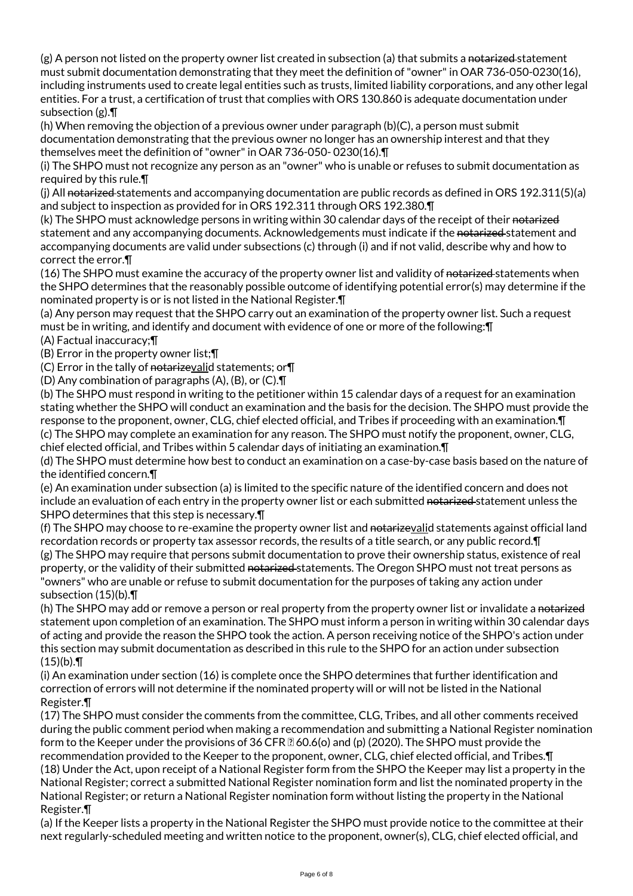(g) A person not listed on the property owner list created in subsection (a) that submits a ~~notarized~~ statement must submit documentation demonstrating that they meet the definition of "owner" in OAR 736-050-0230(16), including instruments used to create legal entities such as trusts, limited liability corporations, and any other legal entities. For a trust, a certification of trust that complies with ORS 130.860 is adequate documentation under subsection (g).¶

(h) When removing the objection of a previous owner under paragraph (b)(C), a person must submit documentation demonstrating that the previous owner no longer has an ownership interest and that they themselves meet the definition of "owner" in OAR 736-050- 0230(16).¶

(i) The SHPO must not recognize any person as an "owner" who is unable or refuses to submit documentation as required by this rule.¶

(j) All ~~notarized~~ statements and accompanying documentation are public records as defined in ORS 192.311(5)(a) and subject to inspection as provided for in ORS 192.311 through ORS 192.380.¶

(k) The SHPO must acknowledge persons in writing within 30 calendar days of the receipt of their ~~notarized~~ statement and any accompanying documents. Acknowledgements must indicate if the ~~notarized~~ statement and accompanying documents are valid under subsections (c) through (i) and if not valid, describe why and how to correct the error.¶

(16) The SHPO must examine the accuracy of the property owner list and validity of ~~notarized~~ statements when the SHPO determines that the reasonably possible outcome of identifying potential error(s) may determine if the nominated property is or is not listed in the National Register.¶

(a) Any person may request that the SHPO carry out an examination of the property owner list. Such a request must be in writing, and identify and document with evidence of one or more of the following:¶

(A) Factual inaccuracy;¶

(B) Error in the property owner list;¶

(C) Error in the tally of ~~notarize~~<u>vali</u>d statements; or¶

(D) Any combination of paragraphs (A), (B), or (C).¶

(b) The SHPO must respond in writing to the petitioner within 15 calendar days of a request for an examination stating whether the SHPO will conduct an examination and the basis for the decision. The SHPO must provide the response to the proponent, owner, CLG, chief elected official, and Tribes if proceeding with an examination.¶

(c) The SHPO may complete an examination for any reason. The SHPO must notify the proponent, owner, CLG, chief elected official, and Tribes within 5 calendar days of initiating an examination.¶

(d) The SHPO must determine how best to conduct an examination on a case-by-case basis based on the nature of the identified concern.¶

(e) An examination under subsection (a) is limited to the specific nature of the identified concern and does not include an evaluation of each entry in the property owner list or each submitted ~~notarized~~ statement unless the SHPO determines that this step is necessary.¶

(f) The SHPO may choose to re-examine the property owner list and ~~notarize~~<u>vali</u>d statements against official land recordation records or property tax assessor records, the results of a title search, or any public record.¶

(g) The SHPO may require that persons submit documentation to prove their ownership status, existence of real property, or the validity of their submitted ~~notarized~~ statements. The Oregon SHPO must not treat persons as "owners" who are unable or refuse to submit documentation for the purposes of taking any action under subsection (15)(b).¶

(h) The SHPO may add or remove a person or real property from the property owner list or invalidate a ~~notarized~~ statement upon completion of an examination. The SHPO must inform a person in writing within 30 calendar days of acting and provide the reason the SHPO took the action. A person receiving notice of the SHPO's action under this section may submit documentation as described in this rule to the SHPO for an action under subsection (15)(b).¶

(i) An examination under section (16) is complete once the SHPO determines that further identification and correction of errors will not determine if the nominated property will or will not be listed in the National Register.¶

(17) The SHPO must consider the comments from the committee, CLG, Tribes, and all other comments received during the public comment period when making a recommendation and submitting a National Register nomination form to the Keeper under the provisions of 36 CFR § 60.6(o) and (p) (2020). The SHPO must provide the recommendation provided to the Keeper to the proponent, owner, CLG, chief elected official, and Tribes.¶

(18) Under the Act, upon receipt of a National Register form from the SHPO the Keeper may list a property in the National Register; correct a submitted National Register nomination form and list the nominated property in the National Register; or return a National Register nomination form without listing the property in the National Register.¶

(a) If the Keeper lists a property in the National Register the SHPO must provide notice to the committee at their next regularly-scheduled meeting and written notice to the proponent, owner(s), CLG, chief elected official, and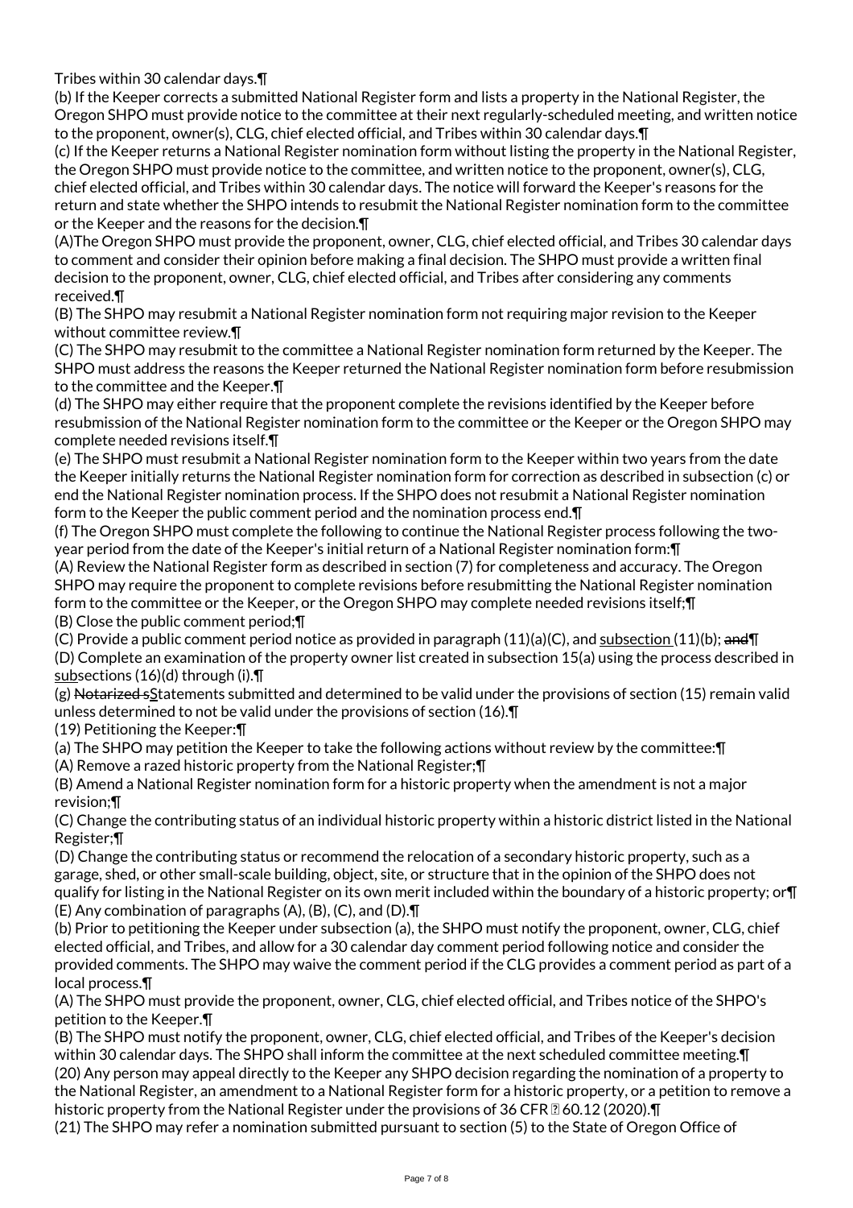Tribes within 30 calendar days.¶

(b) If the Keeper corrects a submitted National Register form and lists a property in the National Register, the Oregon SHPO must provide notice to the committee at their next regularly-scheduled meeting, and written notice to the proponent, owner(s), CLG, chief elected official, and Tribes within 30 calendar days.¶

(c) If the Keeper returns a National Register nomination form without listing the property in the National Register, the Oregon SHPO must provide notice to the committee, and written notice to the proponent, owner(s), CLG, chief elected official, and Tribes within 30 calendar days. The notice will forward the Keeper's reasons for the return and state whether the SHPO intends to resubmit the National Register nomination form to the committee or the Keeper and the reasons for the decision.¶

(A)The Oregon SHPO must provide the proponent, owner, CLG, chief elected official, and Tribes 30 calendar days to comment and consider their opinion before making a final decision. The SHPO must provide a written final decision to the proponent, owner, CLG, chief elected official, and Tribes after considering any comments received.¶

(B) The SHPO may resubmit a National Register nomination form not requiring major revision to the Keeper without committee review.¶

(C) The SHPO may resubmit to the committee a National Register nomination form returned by the Keeper. The SHPO must address the reasons the Keeper returned the National Register nomination form before resubmission to the committee and the Keeper.¶

(d) The SHPO may either require that the proponent complete the revisions identified by the Keeper before resubmission of the National Register nomination form to the committee or the Keeper or the Oregon SHPO may complete needed revisions itself.¶

(e) The SHPO must resubmit a National Register nomination form to the Keeper within two years from the date the Keeper initially returns the National Register nomination form for correction as described in subsection (c) or end the National Register nomination process. If the SHPO does not resubmit a National Register nomination form to the Keeper the public comment period and the nomination process end.¶

(f) The Oregon SHPO must complete the following to continue the National Register process following the two-year period from the date of the Keeper's initial return of a National Register nomination form:¶

(A) Review the National Register form as described in section (7) for completeness and accuracy. The Oregon SHPO may require the proponent to complete revisions before resubmitting the National Register nomination form to the committee or the Keeper, or the Oregon SHPO may complete needed revisions itself;¶

(B) Close the public comment period;¶

(C) Provide a public comment period notice as provided in paragraph (11)(a)(C), and subsection (11)(b); ~~and~~¶

(D) Complete an examination of the property owner list created in subsection 15(a) using the process described in subsections (16)(d) through (i).¶

(g) ~~Notarized s~~Statements submitted and determined to be valid under the provisions of section (15) remain valid unless determined to not be valid under the provisions of section (16).¶

(19) Petitioning the Keeper:¶

(a) The SHPO may petition the Keeper to take the following actions without review by the committee:¶

(A) Remove a razed historic property from the National Register;¶

(B) Amend a National Register nomination form for a historic property when the amendment is not a major revision;¶

(C) Change the contributing status of an individual historic property within a historic district listed in the National Register;¶

(D) Change the contributing status or recommend the relocation of a secondary historic property, such as a garage, shed, or other small-scale building, object, site, or structure that in the opinion of the SHPO does not qualify for listing in the National Register on its own merit included within the boundary of a historic property; or¶

(E) Any combination of paragraphs (A), (B), (C), and (D).¶

(b) Prior to petitioning the Keeper under subsection (a), the SHPO must notify the proponent, owner, CLG, chief elected official, and Tribes, and allow for a 30 calendar day comment period following notice and consider the provided comments. The SHPO may waive the comment period if the CLG provides a comment period as part of a local process.¶

(A) The SHPO must provide the proponent, owner, CLG, chief elected official, and Tribes notice of the SHPO's petition to the Keeper.¶

(B) The SHPO must notify the proponent, owner, CLG, chief elected official, and Tribes of the Keeper's decision within 30 calendar days. The SHPO shall inform the committee at the next scheduled committee meeting.¶

(20) Any person may appeal directly to the Keeper any SHPO decision regarding the nomination of a property to the National Register, an amendment to a National Register form for a historic property, or a petition to remove a historic property from the National Register under the provisions of 36 CFR § 60.12 (2020).¶

(21) The SHPO may refer a nomination submitted pursuant to section (5) to the State of Oregon Office of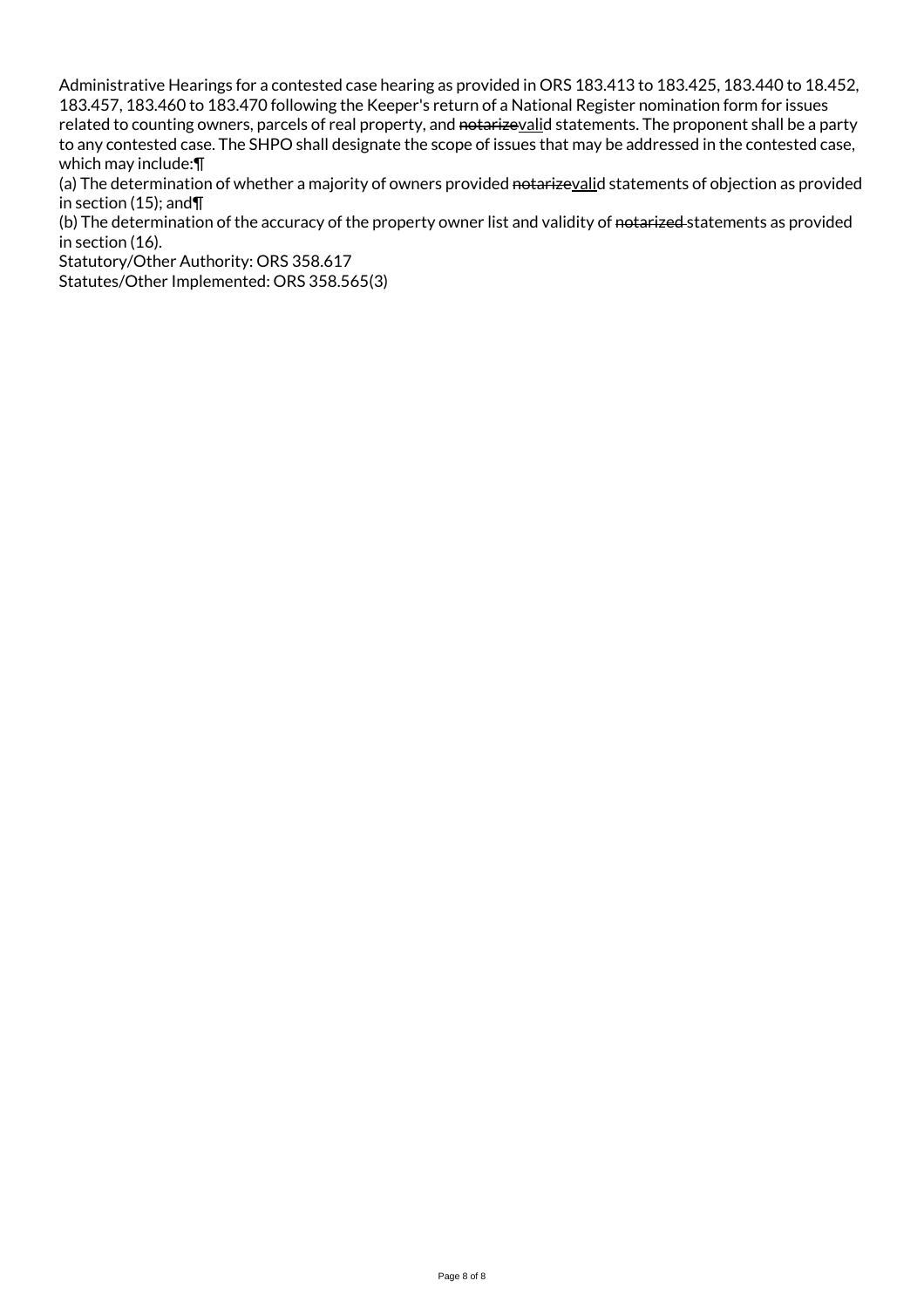Administrative Hearings for a contested case hearing as provided in ORS 183.413 to 183.425, 183.440 to 18.452, 183.457, 183.460 to 183.470 following the Keeper's return of a National Register nomination form for issues related to counting owners, parcels of real property, and ~~notarize~~<u>vali</u>d statements. The proponent shall be a party to any contested case. The SHPO shall designate the scope of issues that may be addressed in the contested case, which may include:¶

(a) The determination of whether a majority of owners provided ~~notarize~~<u>vali</u>d statements of objection as provided in section (15); and¶

(b) The determination of the accuracy of the property owner list and validity of ~~notarized~~ statements as provided in section (16).

Statutory/Other Authority: ORS 358.617

Statutes/Other Implemented: ORS 358.565(3)